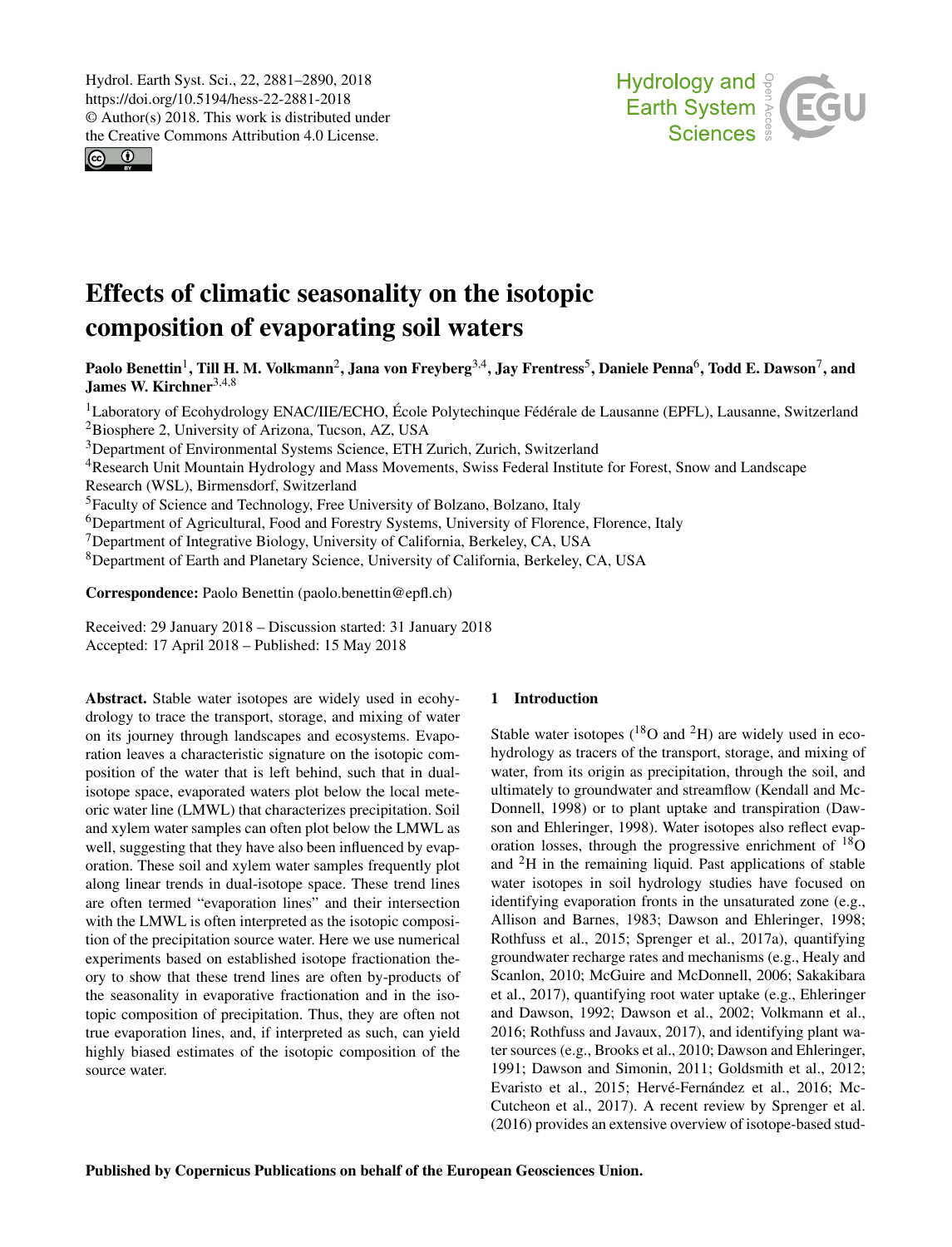# Effects of climatic seasonality on the isotopic composition of evaporating soil waters

**Paolo Benettin[1], Till H. M. Volkmann[2], Jana von Freyberg[3,4], Jay Frentress[5], Daniele Penna[6], Todd E. Dawson[7], and James W. Kirchner[3,4,8]**

[1]Laboratory of Ecohydrology ENAC/IIE/ECHO, École Polytechinque Fédérale de Lausanne (EPFL), Lausanne, Switzerland
[2]Biosphere 2, University of Arizona, Tucson, AZ, USA
[3]Department of Environmental Systems Science, ETH Zurich, Zurich, Switzerland
[4]Research Unit Mountain Hydrology and Mass Movements, Swiss Federal Institute for Forest, Snow and Landscape Research (WSL), Birmensdorf, Switzerland
[5]Faculty of Science and Technology, Free University of Bolzano, Bolzano, Italy
[6]Department of Agricultural, Food and Forestry Systems, University of Florence, Florence, Italy
[7]Department of Integrative Biology, University of California, Berkeley, CA, USA
[8]Department of Earth and Planetary Science, University of California, Berkeley, CA, USA

**Correspondence:** Paolo Benettin (paolo.benettin@epfl.ch)

Received: 29 January 2018 – Discussion started: 31 January 2018
Accepted: 17 April 2018 – Published: 15 May 2018

**Abstract.** Stable water isotopes are widely used in ecohydrology to trace the transport, storage, and mixing of water on its journey through landscapes and ecosystems. Evaporation leaves a characteristic signature on the isotopic composition of the water that is left behind, such that in dual-isotope space, evaporated waters plot below the local meteoric water line (LMWL) that characterizes precipitation. Soil and xylem water samples can often plot below the LMWL as well, suggesting that they have also been influenced by evaporation. These soil and xylem water samples frequently plot along linear trends in dual-isotope space. These trend lines are often termed "evaporation lines" and their intersection with the LMWL is often interpreted as the isotopic composition of the precipitation source water. Here we use numerical experiments based on established isotope fractionation theory to show that these trend lines are often by-products of the seasonality in evaporative fractionation and in the isotopic composition of precipitation. Thus, they are often not true evaporation lines, and, if interpreted as such, can yield highly biased estimates of the isotopic composition of the source water.

## 1 Introduction

Stable water isotopes ($^{18}$O and $^{2}$H) are widely used in ecohydrology as tracers of the transport, storage, and mixing of water, from its origin as precipitation, through the soil, and ultimately to groundwater and streamflow (Kendall and McDonnell, 1998) or to plant uptake and transpiration (Dawson and Ehleringer, 1998). Water isotopes also reflect evaporation losses, through the progressive enrichment of $^{18}$O and $^{2}$H in the remaining liquid. Past applications of stable water isotopes in soil hydrology studies have focused on identifying evaporation fronts in the unsaturated zone (e.g., Allison and Barnes, 1983; Dawson and Ehleringer, 1998; Rothfuss et al., 2015; Sprenger et al., 2017a), quantifying groundwater recharge rates and mechanisms (e.g., Healy and Scanlon, 2010; McGuire and McDonnell, 2006; Sakakibara et al., 2017), quantifying root water uptake (e.g., Ehleringer and Dawson, 1992; Dawson et al., 2002; Volkmann et al., 2016; Rothfuss and Javaux, 2017), and identifying plant water sources (e.g., Brooks et al., 2010; Dawson and Ehleringer, 1991; Dawson and Simonin, 2011; Goldsmith et al., 2012; Evaristo et al., 2015; Hervé-Fernández et al., 2016; McCutcheon et al., 2017). A recent review by Sprenger et al. (2016) provides an extensive overview of isotope-based stud-

Published by Copernicus Publications on behalf of the European Geosciences Union.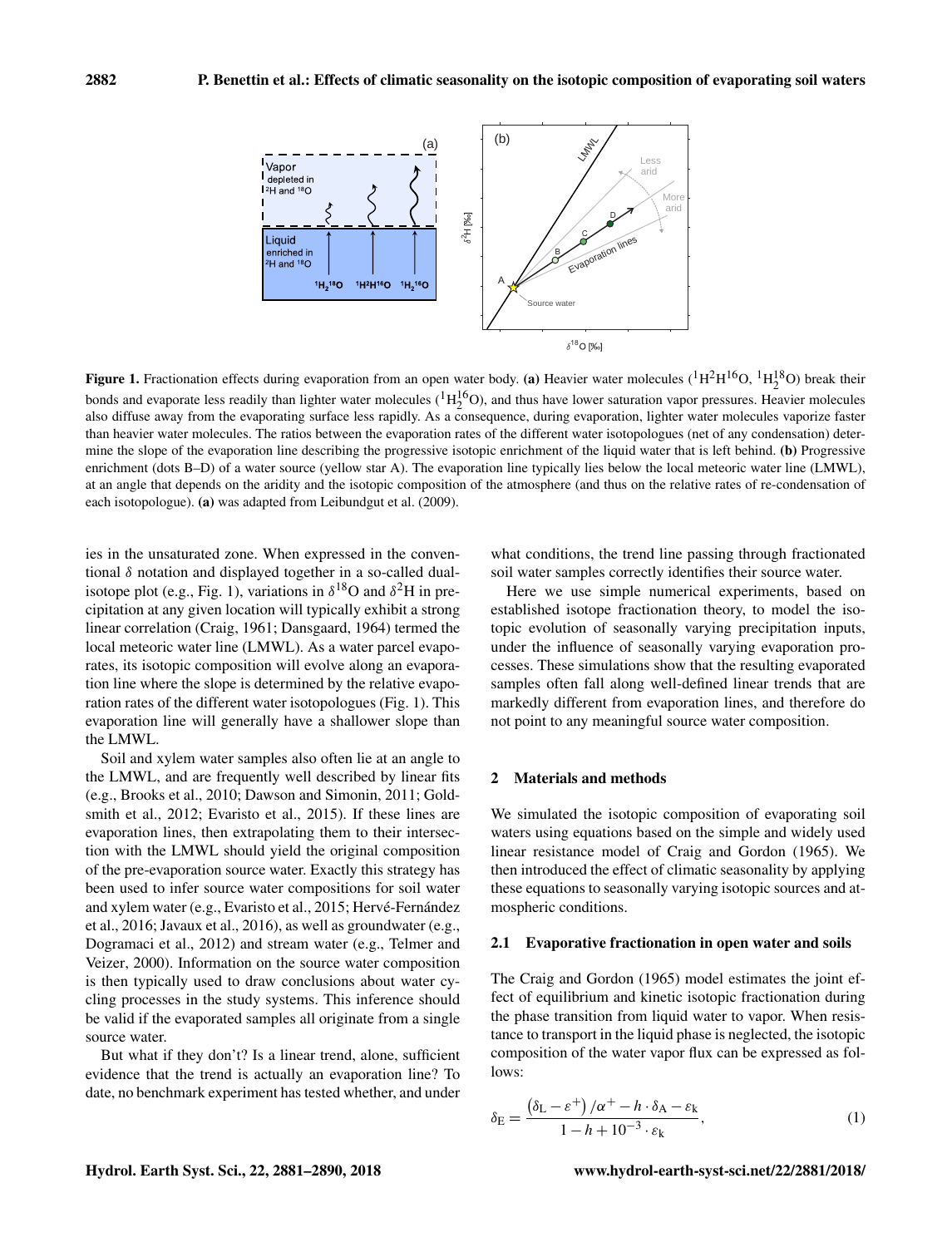**Figure 1.** Fractionation effects during evaporation from an open water body. **(a)** Heavier water molecules ($^1H^2H^{16}O$, $^1H_2^{18}O$) break their bonds and evaporate less readily than lighter water molecules ($^1H_2^{16}O$), and thus have lower saturation vapor pressures. Heavier molecules also diffuse away from the evaporating surface less rapidly. As a consequence, during evaporation, lighter water molecules vaporize faster than heavier water molecules. The ratios between the evaporation rates of the different water isotopologues (net of any condensation) determine the slope of the evaporation line describing the progressive isotopic enrichment of the liquid water that is left behind. **(b)** Progressive enrichment (dots B–D) of a water source (yellow star A). The evaporation line typically lies below the local meteoric water line (LMWL), at an angle that depends on the aridity and the isotopic composition of the atmosphere (and thus on the relative rates of re-condensation of each isotopologue). **(a)** was adapted from Leibundgut et al. (2009).

ies in the unsaturated zone. When expressed in the conventional $\delta$ notation and displayed together in a so-called dual-isotope plot (e.g., Fig. 1), variations in $\delta^{18}O$ and $\delta^2H$ in precipitation at any given location will typically exhibit a strong linear correlation (Craig, 1961; Dansgaard, 1964) termed the local meteoric water line (LMWL). As a water parcel evaporates, its isotopic composition will evolve along an evaporation line where the slope is determined by the relative evaporation rates of the different water isotopologues (Fig. 1). This evaporation line will generally have a shallower slope than the LMWL.

Soil and xylem water samples also often lie at an angle to the LMWL, and are frequently well described by linear fits (e.g., Brooks et al., 2010; Dawson and Simonin, 2011; Goldsmith et al., 2012; Evaristo et al., 2015). If these lines are evaporation lines, then extrapolating them to their intersection with the LMWL should yield the original composition of the pre-evaporation source water. Exactly this strategy has been used to infer source water compositions for soil water and xylem water (e.g., Evaristo et al., 2015; Hervé-Fernández et al., 2016; Javaux et al., 2016), as well as groundwater (e.g., Dogramaci et al., 2012) and stream water (e.g., Telmer and Veizer, 2000). Information on the source water composition is then typically used to draw conclusions about water cycling processes in the study systems. This inference should be valid if the evaporated samples all originate from a single source water.

But what if they don't? Is a linear trend, alone, sufficient evidence that the trend is actually an evaporation line? To date, no benchmark experiment has tested whether, and under what conditions, the trend line passing through fractionated soil water samples correctly identifies their source water.

Here we use simple numerical experiments, based on established isotope fractionation theory, to model the isotopic evolution of seasonally varying precipitation inputs, under the influence of seasonally varying evaporation processes. These simulations show that the resulting evaporated samples often fall along well-defined linear trends that are markedly different from evaporation lines, and therefore do not point to any meaningful source water composition.

## 2 Materials and methods

We simulated the isotopic composition of evaporating soil waters using equations based on the simple and widely used linear resistance model of Craig and Gordon (1965). We then introduced the effect of climatic seasonality by applying these equations to seasonally varying isotopic sources and atmospheric conditions.

### 2.1 Evaporative fractionation in open water and soils

The Craig and Gordon (1965) model estimates the joint effect of equilibrium and kinetic isotopic fractionation during the phase transition from liquid water to vapor. When resistance to transport in the liquid phase is neglected, the isotopic composition of the water vapor flux can be expressed as follows:

$$\delta_E = \frac{\left(\delta_L - \varepsilon^+\right)/\alpha^+ - h \cdot \delta_A - \varepsilon_k}{1 - h + 10^{-3} \cdot \varepsilon_k}, \tag{1}$$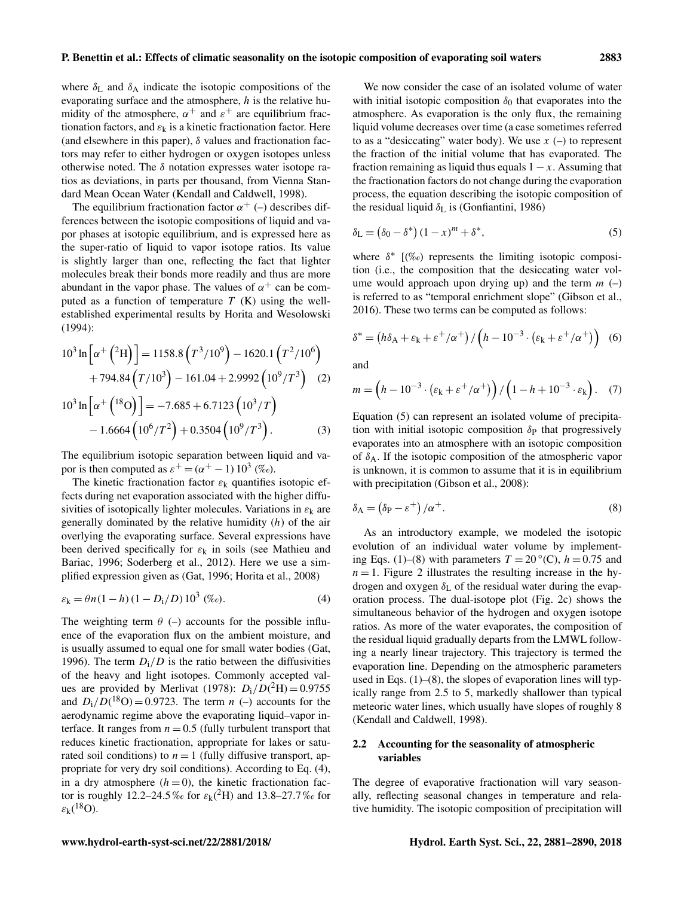where $\delta_L$ and $\delta_A$ indicate the isotopic compositions of the evaporating surface and the atmosphere, $h$ is the relative humidity of the atmosphere, $\alpha^+$ and $\varepsilon^+$ are equilibrium fractionation factors, and $\varepsilon_k$ is a kinetic fractionation factor. Here (and elsewhere in this paper), $\delta$ values and fractionation factors may refer to either hydrogen or oxygen isotopes unless otherwise noted. The $\delta$ notation expresses water isotope ratios as deviations, in parts per thousand, from Vienna Standard Mean Ocean Water (Kendall and Caldwell, 1998).

The equilibrium fractionation factor $\alpha^+$ (–) describes differences between the isotopic compositions of liquid and vapor phases at isotopic equilibrium, and is expressed here as the super-ratio of liquid to vapor isotope ratios. Its value is slightly larger than one, reflecting the fact that lighter molecules break their bonds more readily and thus are more abundant in the vapor phase. The values of $\alpha^+$ can be computed as a function of temperature $T$ (K) using the well-established experimental results by Horita and Wesolowski (1994):

$$10^3 \ln\left[\alpha^+\left({}^2\mathrm{H}\right)\right] = 1158.8\left(T^3/10^9\right) - 1620.1\left(T^2/10^6\right) + 794.84\left(T/10^3\right) - 161.04 + 2.9992\left(10^9/T^3\right) \quad (2)$$

$$10^3 \ln\left[\alpha^+\left({}^{18}\mathrm{O}\right)\right] = -7.685 + 6.7123\left(10^3/T\right) - 1.6664\left(10^6/T^2\right) + 0.3504\left(10^9/T^3\right). \quad (3)$$

The equilibrium isotopic separation between liquid and vapor is then computed as $\varepsilon^+ = (\alpha^+ - 1)\,10^3$ (‰).

The kinetic fractionation factor $\varepsilon_k$ quantifies isotopic effects during net evaporation associated with the higher diffusivities of isotopically lighter molecules. Variations in $\varepsilon_k$ are generally dominated by the relative humidity ($h$) of the air overlying the evaporating surface. Several expressions have been derived specifically for $\varepsilon_k$ in soils (see Mathieu and Bariac, 1996; Soderberg et al., 2012). Here we use a simplified expression given as (Gat, 1996; Horita et al., 2008)

$$\varepsilon_k = \theta n (1-h)\left(1 - D_i/D\right) 10^3 \text{ (‰)}. \quad (4)$$

The weighting term $\theta$ (–) accounts for the possible influence of the evaporation flux on the ambient moisture, and is usually assumed to equal one for small water bodies (Gat, 1996). The term $D_i/D$ is the ratio between the diffusivities of the heavy and light isotopes. Commonly accepted values are provided by Merlivat (1978): $D_i/D(^2\mathrm{H}) = 0.9755$ and $D_i/D(^{18}\mathrm{O}) = 0.9723$. The term $n$ (–) accounts for the aerodynamic regime above the evaporating liquid–vapor interface. It ranges from $n = 0.5$ (fully turbulent transport that reduces kinetic fractionation, appropriate for lakes or saturated soil conditions) to $n = 1$ (fully diffusive transport, appropriate for very dry soil conditions). According to Eq. (4), in a dry atmosphere ($h = 0$), the kinetic fractionation factor is roughly 12.2–24.5 ‰ for $\varepsilon_k(^2\mathrm{H})$ and 13.8–27.7 ‰ for $\varepsilon_k(^{18}\mathrm{O})$.

We now consider the case of an isolated volume of water with initial isotopic composition $\delta_0$ that evaporates into the atmosphere. As evaporation is the only flux, the remaining liquid volume decreases over time (a case sometimes referred to as a "desiccating" water body). We use $x$ (–) to represent the fraction of the initial volume that has evaporated. The fraction remaining as liquid thus equals $1 - x$. Assuming that the fractionation factors do not change during the evaporation process, the equation describing the isotopic composition of the residual liquid $\delta_L$ is (Gonfiantini, 1986)

$$\delta_L = \left(\delta_0 - \delta^*\right)(1-x)^m + \delta^*, \quad (5)$$

where $\delta^*$ [(‰) represents the limiting isotopic composition (i.e., the composition that the desiccating water volume would approach upon drying up) and the term $m$ (–) is referred to as "temporal enrichment slope" (Gibson et al., 2016). These two terms can be computed as follows:

$$\delta^* = \left(h\delta_A + \varepsilon_k + \varepsilon^+/\alpha^+\right) / \left(h - 10^{-3}\cdot\left(\varepsilon_k + \varepsilon^+/\alpha^+\right)\right) \quad (6)$$

and

$$m = \left(h - 10^{-3}\cdot\left(\varepsilon_k + \varepsilon^+/\alpha^+\right)\right) / \left(1 - h + 10^{-3}\cdot\varepsilon_k\right). \quad (7)$$

Equation (5) can represent an isolated volume of precipitation with initial isotopic composition $\delta_P$ that progressively evaporates into an atmosphere with an isotopic composition of $\delta_A$. If the isotopic composition of the atmospheric vapor is unknown, it is common to assume that it is in equilibrium with precipitation (Gibson et al., 2008):

$$\delta_A = \left(\delta_P - \varepsilon^+\right)/\alpha^+. \quad (8)$$

As an introductory example, we modeled the isotopic evolution of an individual water volume by implementing Eqs. (1)–(8) with parameters $T = 20\,^\circ$(C), $h = 0.75$ and $n = 1$. Figure 2 illustrates the resulting increase in the hydrogen and oxygen $\delta_L$ of the residual water during the evaporation process. The dual-isotope plot (Fig. 2c) shows the simultaneous behavior of the hydrogen and oxygen isotope ratios. As more of the water evaporates, the composition of the residual liquid gradually departs from the LMWL following a nearly linear trajectory. This trajectory is termed the evaporation line. Depending on the atmospheric parameters used in Eqs. (1)–(8), the slopes of evaporation lines will typically range from 2.5 to 5, markedly shallower than typical meteoric water lines, which usually have slopes of roughly 8 (Kendall and Caldwell, 1998).

### 2.2 Accounting for the seasonality of atmospheric variables

The degree of evaporative fractionation will vary seasonally, reflecting seasonal changes in temperature and relative humidity. The isotopic composition of precipitation will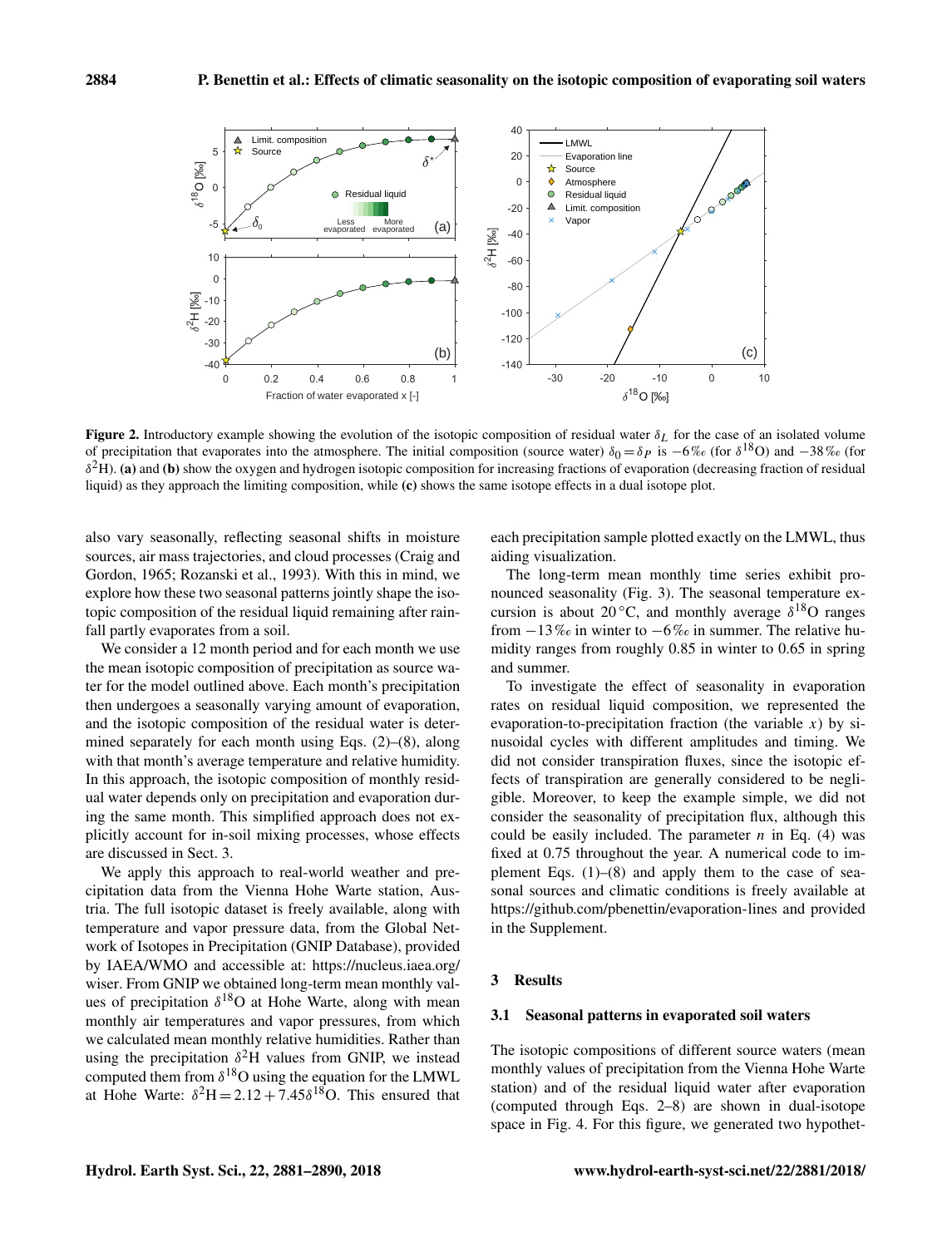**Figure 2.** Introductory example showing the evolution of the isotopic composition of residual water $\delta_L$ for the case of an isolated volume of precipitation that evaporates into the atmosphere. The initial composition (source water) $\delta_0 = \delta_P$ is $-6$ ‰ (for $\delta^{18}$O) and $-38$ ‰ (for $\delta^2$H). **(a)** and **(b)** show the oxygen and hydrogen isotopic composition for increasing fractions of evaporation (decreasing fraction of residual liquid) as they approach the limiting composition, while **(c)** shows the same isotope effects in a dual isotope plot.

also vary seasonally, reflecting seasonal shifts in moisture sources, air mass trajectories, and cloud processes (Craig and Gordon, 1965; Rozanski et al., 1993). With this in mind, we explore how these two seasonal patterns jointly shape the isotopic composition of the residual liquid remaining after rainfall partly evaporates from a soil.

We consider a 12 month period and for each month we use the mean isotopic composition of precipitation as source water for the model outlined above. Each month's precipitation then undergoes a seasonally varying amount of evaporation, and the isotopic composition of the residual water is determined separately for each month using Eqs. (2)–(8), along with that month's average temperature and relative humidity. In this approach, the isotopic composition of monthly residual water depends only on precipitation and evaporation during the same month. This simplified approach does not explicitly account for in-soil mixing processes, whose effects are discussed in Sect. 3.

We apply this approach to real-world weather and precipitation data from the Vienna Hohe Warte station, Austria. The full isotopic dataset is freely available, along with temperature and vapor pressure data, from the Global Network of Isotopes in Precipitation (GNIP Database), provided by IAEA/WMO and accessible at: https://nucleus.iaea.org/wiser. From GNIP we obtained long-term mean monthly values of precipitation $\delta^{18}$O at Hohe Warte, along with mean monthly air temperatures and vapor pressures, from which we calculated mean monthly relative humidities. Rather than using the precipitation $\delta^2$H values from GNIP, we instead computed them from $\delta^{18}$O using the equation for the LMWL at Hohe Warte: $\delta^2\mathrm{H} = 2.12 + 7.45\delta^{18}\mathrm{O}$. This ensured that each precipitation sample plotted exactly on the LMWL, thus aiding visualization.

The long-term mean monthly time series exhibit pronounced seasonality (Fig. 3). The seasonal temperature excursion is about 20 °C, and monthly average $\delta^{18}$O ranges from $-13$ ‰ in winter to $-6$ ‰ in summer. The relative humidity ranges from roughly 0.85 in winter to 0.65 in spring and summer.

To investigate the effect of seasonality in evaporation rates on residual liquid composition, we represented the evaporation-to-precipitation fraction (the variable $x$) by sinusoidal cycles with different amplitudes and timing. We did not consider transpiration fluxes, since the isotopic effects of transpiration are generally considered to be negligible. Moreover, to keep the example simple, we did not consider the seasonality of precipitation flux, although this could be easily included. The parameter $n$ in Eq. (4) was fixed at 0.75 throughout the year. A numerical code to implement Eqs. (1)–(8) and apply them to the case of seasonal sources and climatic conditions is freely available at https://github.com/pbenettin/evaporation-lines and provided in the Supplement.

## 3 Results

### 3.1 Seasonal patterns in evaporated soil waters

The isotopic compositions of different source waters (mean monthly values of precipitation from the Vienna Hohe Warte station) and of the residual liquid water after evaporation (computed through Eqs. 2–8) are shown in dual-isotope space in Fig. 4. For this figure, we generated two hypothet-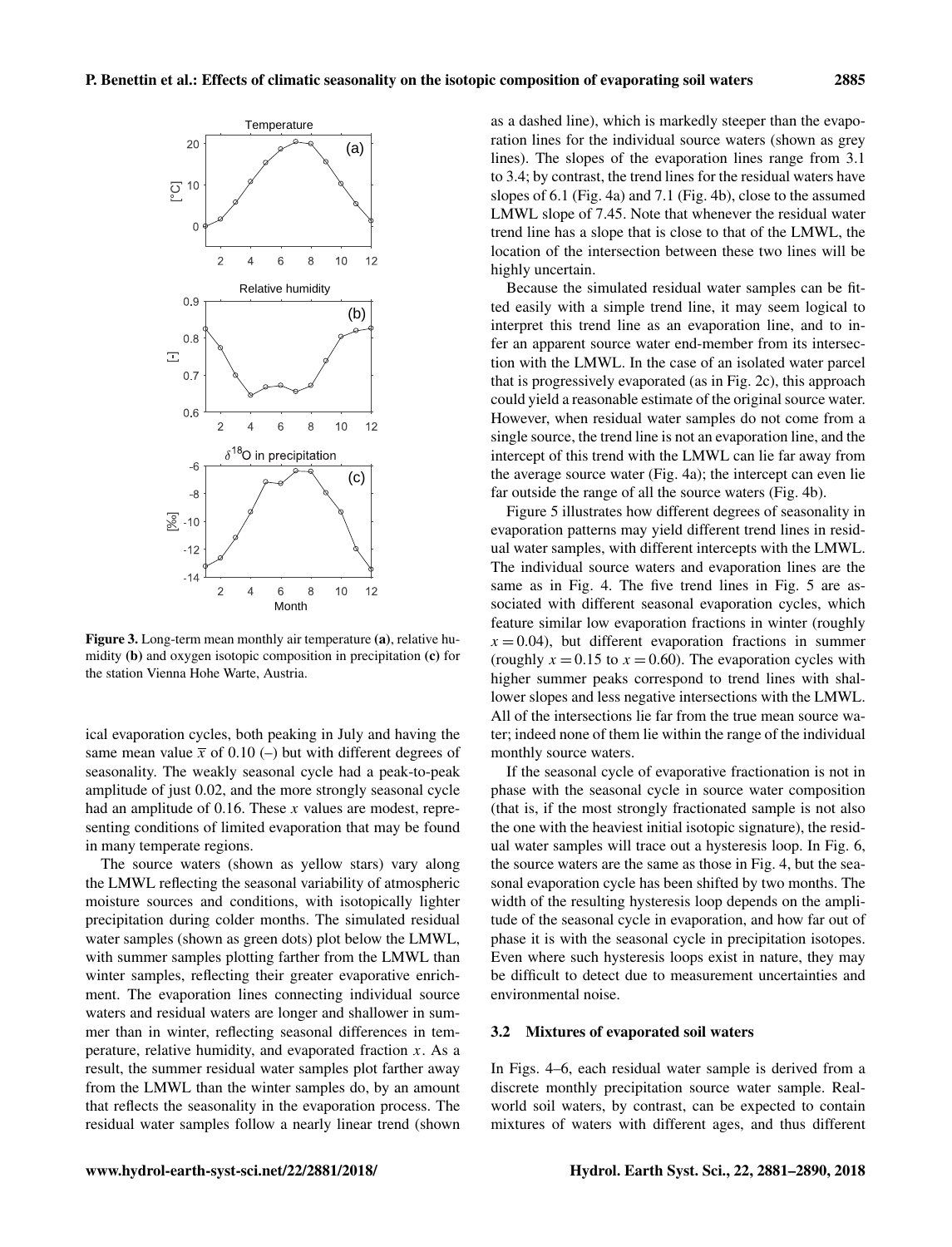Figure 3. Long-term mean monthly air temperature **(a)**, relative humidity **(b)** and oxygen isotopic composition in precipitation **(c)** for the station Vienna Hohe Warte, Austria.

ical evaporation cycles, both peaking in July and having the same mean value $\overline{x}$ of 0.10 (–) but with different degrees of seasonality. The weakly seasonal cycle had a peak-to-peak amplitude of just 0.02, and the more strongly seasonal cycle had an amplitude of 0.16. These $x$ values are modest, representing conditions of limited evaporation that may be found in many temperate regions.

The source waters (shown as yellow stars) vary along the LMWL reflecting the seasonal variability of atmospheric moisture sources and conditions, with isotopically lighter precipitation during colder months. The simulated residual water samples (shown as green dots) plot below the LMWL, with summer samples plotting farther from the LMWL than winter samples, reflecting their greater evaporative enrichment. The evaporation lines connecting individual source waters and residual waters are longer and shallower in summer than in winter, reflecting seasonal differences in temperature, relative humidity, and evaporated fraction $x$. As a result, the summer residual water samples plot farther away from the LMWL than the winter samples do, by an amount that reflects the seasonality in the evaporation process. The residual water samples follow a nearly linear trend (shown as a dashed line), which is markedly steeper than the evaporation lines for the individual source waters (shown as grey lines). The slopes of the evaporation lines range from 3.1 to 3.4; by contrast, the trend lines for the residual waters have slopes of 6.1 (Fig. 4a) and 7.1 (Fig. 4b), close to the assumed LMWL slope of 7.45. Note that whenever the residual water trend line has a slope that is close to that of the LMWL, the location of the intersection between these two lines will be highly uncertain.

Because the simulated residual water samples can be fitted easily with a simple trend line, it may seem logical to interpret this trend line as an evaporation line, and to infer an apparent source water end-member from its intersection with the LMWL. In the case of an isolated water parcel that is progressively evaporated (as in Fig. 2c), this approach could yield a reasonable estimate of the original source water. However, when residual water samples do not come from a single source, the trend line is not an evaporation line, and the intercept of this trend with the LMWL can lie far away from the average source water (Fig. 4a); the intercept can even lie far outside the range of all the source waters (Fig. 4b).

Figure 5 illustrates how different degrees of seasonality in evaporation patterns may yield different trend lines in residual water samples, with different intercepts with the LMWL. The individual source waters and evaporation lines are the same as in Fig. 4. The five trend lines in Fig. 5 are associated with different seasonal evaporation cycles, which feature similar low evaporation fractions in winter (roughly $x = 0.04$), but different evaporation fractions in summer (roughly $x = 0.15$ to $x = 0.60$). The evaporation cycles with higher summer peaks correspond to trend lines with shallower slopes and less negative intersections with the LMWL. All of the intersections lie far from the true mean source water; indeed none of them lie within the range of the individual monthly source waters.

If the seasonal cycle of evaporative fractionation is not in phase with the seasonal cycle in source water composition (that is, if the most strongly fractionated sample is not also the one with the heaviest initial isotopic signature), the residual water samples will trace out a hysteresis loop. In Fig. 6, the source waters are the same as those in Fig. 4, but the seasonal evaporation cycle has been shifted by two months. The width of the resulting hysteresis loop depends on the amplitude of the seasonal cycle in evaporation, and how far out of phase it is with the seasonal cycle in precipitation isotopes. Even where such hysteresis loops exist in nature, they may be difficult to detect due to measurement uncertainties and environmental noise.

### 3.2 Mixtures of evaporated soil waters

In Figs. 4–6, each residual water sample is derived from a discrete monthly precipitation source water sample. Real-world soil waters, by contrast, can be expected to contain mixtures of waters with different ages, and thus different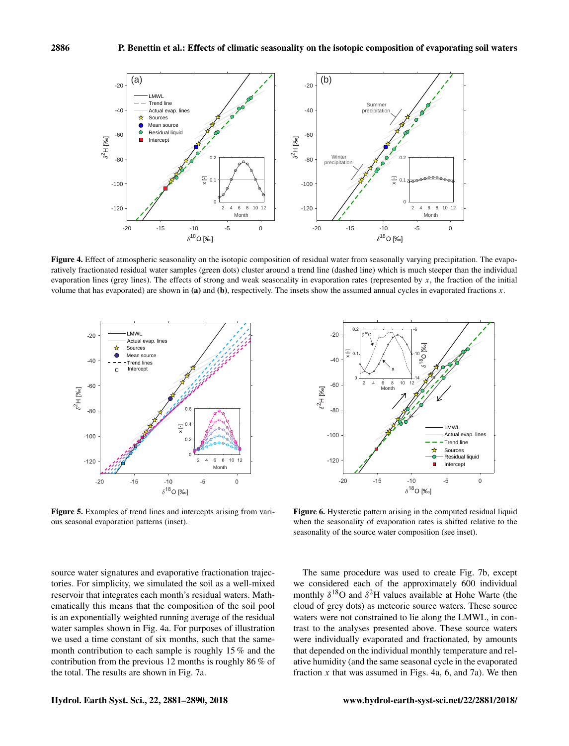**Figure 4.** Effect of atmospheric seasonality on the isotopic composition of residual water from seasonally varying precipitation. The evaporatively fractionated residual water samples (green dots) cluster around a trend line (dashed line) which is much steeper than the individual evaporation lines (grey lines). The effects of strong and weak seasonality in evaporation rates (represented by $x$, the fraction of the initial volume that has evaporated) are shown in **(a)** and **(b)**, respectively. The insets show the assumed annual cycles in evaporated fractions $x$.

**Figure 5.** Examples of trend lines and intercepts arising from various seasonal evaporation patterns (inset).

**Figure 6.** Hysteretic pattern arising in the computed residual liquid when the seasonality of evaporation rates is shifted relative to the seasonality of the source water composition (see inset).

source water signatures and evaporative fractionation trajectories. For simplicity, we simulated the soil as a well-mixed reservoir that integrates each month's residual waters. Mathematically this means that the composition of the soil pool is an exponentially weighted running average of the residual water samples shown in Fig. 4a. For purposes of illustration we used a time constant of six months, such that the same-month contribution to each sample is roughly 15 % and the contribution from the previous 12 months is roughly 86 % of the total. The results are shown in Fig. 7a.

The same procedure was used to create Fig. 7b, except we considered each of the approximately 600 individual monthly $\delta^{18}$O and $\delta^{2}$H values available at Hohe Warte (the cloud of grey dots) as meteoric source waters. These source waters were not constrained to lie along the LMWL, in contrast to the analyses presented above. These source waters were individually evaporated and fractionated, by amounts that depended on the individual monthly temperature and relative humidity (and the same seasonal cycle in the evaporated fraction $x$ that was assumed in Figs. 4a, 6, and 7a). We then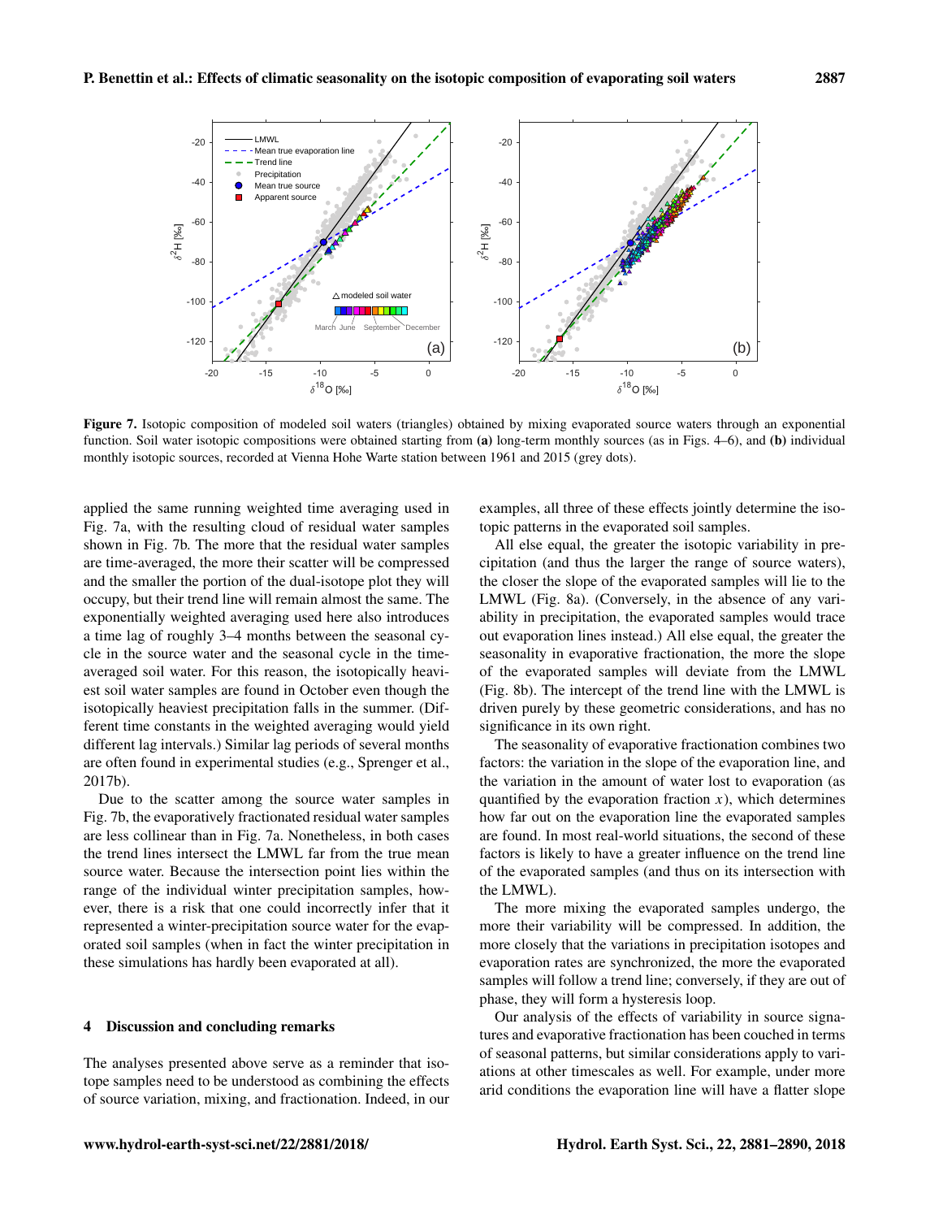(a)

LMWL
Mean true evaporation line
Trend line
Precipitation
Mean true source
Apparent source

△ modeled soil water

March June September December

$\delta^2$H [‰]

$\delta^{18}$O [‰]

-20 -40 -60 -80 -100 -120

-20 -15 -10 -5 0

(b)

$\delta^2$H [‰]

$\delta^{18}$O [‰]

-20 -40 -60 -80 -100 -120

-20 -15 -10 -5 0

**Figure 7.** Isotopic composition of modeled soil waters (triangles) obtained by mixing evaporated source waters through an exponential function. Soil water isotopic compositions were obtained starting from **(a)** long-term monthly sources (as in Figs. 4–6), and **(b)** individual monthly isotopic sources, recorded at Vienna Hohe Warte station between 1961 and 2015 (grey dots).

applied the same running weighted time averaging used in Fig. 7a, with the resulting cloud of residual water samples shown in Fig. 7b. The more that the residual water samples are time-averaged, the more their scatter will be compressed and the smaller the portion of the dual-isotope plot they will occupy, but their trend line will remain almost the same. The exponentially weighted averaging used here also introduces a time lag of roughly 3–4 months between the seasonal cycle in the source water and the seasonal cycle in the time-averaged soil water. For this reason, the isotopically heaviest soil water samples are found in October even though the isotopically heaviest precipitation falls in the summer. (Different time constants in the weighted averaging would yield different lag intervals.) Similar lag periods of several months are often found in experimental studies (e.g., Sprenger et al., 2017b).

Due to the scatter among the source water samples in Fig. 7b, the evaporatively fractionated residual water samples are less collinear than in Fig. 7a. Nonetheless, in both cases the trend lines intersect the LMWL far from the true mean source water. Because the intersection point lies within the range of the individual winter precipitation samples, however, there is a risk that one could incorrectly infer that it represented a winter-precipitation source water for the evaporated soil samples (when in fact the winter precipitation in these simulations has hardly been evaporated at all).

## 4 Discussion and concluding remarks

The analyses presented above serve as a reminder that isotope samples need to be understood as combining the effects of source variation, mixing, and fractionation. Indeed, in our examples, all three of these effects jointly determine the isotopic patterns in the evaporated soil samples.

All else equal, the greater the isotopic variability in precipitation (and thus the larger the range of source waters), the closer the slope of the evaporated samples will lie to the LMWL (Fig. 8a). (Conversely, in the absence of any variability in precipitation, the evaporated samples would trace out evaporation lines instead.) All else equal, the greater the seasonality in evaporative fractionation, the more the slope of the evaporated samples will deviate from the LMWL (Fig. 8b). The intercept of the trend line with the LMWL is driven purely by these geometric considerations, and has no significance in its own right.

The seasonality of evaporative fractionation combines two factors: the variation in the slope of the evaporation line, and the variation in the amount of water lost to evaporation (as quantified by the evaporation fraction $x$), which determines how far out on the evaporation line the evaporated samples are found. In most real-world situations, the second of these factors is likely to have a greater influence on the trend line of the evaporated samples (and thus on its intersection with the LMWL).

The more mixing the evaporated samples undergo, the more their variability will be compressed. In addition, the more closely that the variations in precipitation isotopes and evaporation rates are synchronized, the more the evaporated samples will follow a trend line; conversely, if they are out of phase, they will form a hysteresis loop.

Our analysis of the effects of variability in source signatures and evaporative fractionation has been couched in terms of seasonal patterns, but similar considerations apply to variations at other timescales as well. For example, under more arid conditions the evaporation line will have a flatter slope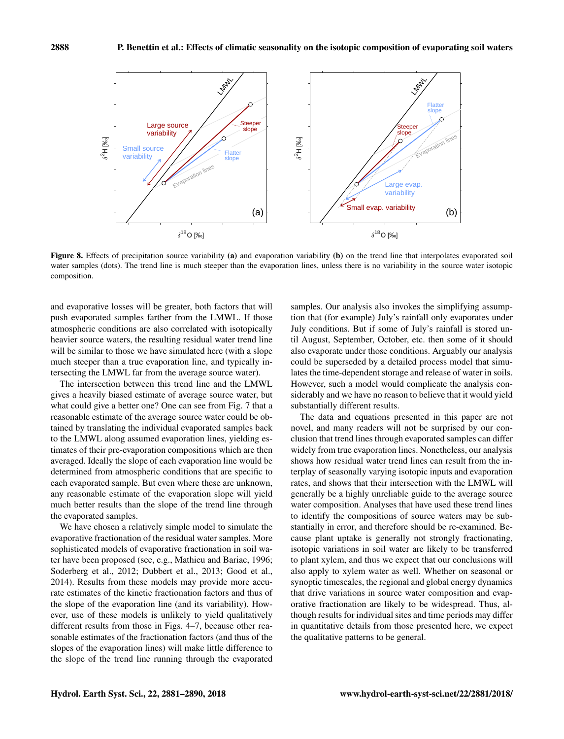LMWL

Large source variability

Small source variability

Steeper slope

Flatter slope

Evaporation lines

$\delta^2$H [‰]

$\delta^{18}$O [‰]

(a)

LMWL

Flatter slope

Steeper slope

Evaporation lines

Large evap. variability

Small evap. variability

$\delta^2$H [‰]

$\delta^{18}$O [‰]

(b)

**Figure 8.** Effects of precipitation source variability **(a)** and evaporation variability **(b)** on the trend line that interpolates evaporated soil water samples (dots). The trend line is much steeper than the evaporation lines, unless there is no variability in the source water isotopic composition.

and evaporative losses will be greater, both factors that will push evaporated samples farther from the LMWL. If those atmospheric conditions are also correlated with isotopically heavier source waters, the resulting residual water trend line will be similar to those we have simulated here (with a slope much steeper than a true evaporation line, and typically intersecting the LMWL far from the average source water).

The intersection between this trend line and the LMWL gives a heavily biased estimate of average source water, but what could give a better one? One can see from Fig. 7 that a reasonable estimate of the average source water could be obtained by translating the individual evaporated samples back to the LMWL along assumed evaporation lines, yielding estimates of their pre-evaporation compositions which are then averaged. Ideally the slope of each evaporation line would be determined from atmospheric conditions that are specific to each evaporated sample. But even where these are unknown, any reasonable estimate of the evaporation slope will yield much better results than the slope of the trend line through the evaporated samples.

We have chosen a relatively simple model to simulate the evaporative fractionation of the residual water samples. More sophisticated models of evaporative fractionation in soil water have been proposed (see, e.g., Mathieu and Bariac, 1996; Soderberg et al., 2012; Dubbert et al., 2013; Good et al., 2014). Results from these models may provide more accurate estimates of the kinetic fractionation factors and thus of the slope of the evaporation line (and its variability). However, use of these models is unlikely to yield qualitatively different results from those in Figs. 4–7, because other reasonable estimates of the fractionation factors (and thus of the slopes of the evaporation lines) will make little difference to the slope of the trend line running through the evaporated samples. Our analysis also invokes the simplifying assumption that (for example) July's rainfall only evaporates under July conditions. But if some of July's rainfall is stored until August, September, October, etc. then some of it should also evaporate under those conditions. Arguably our analysis could be superseded by a detailed process model that simulates the time-dependent storage and release of water in soils. However, such a model would complicate the analysis considerably and we have no reason to believe that it would yield substantially different results.

The data and equations presented in this paper are not novel, and many readers will not be surprised by our conclusion that trend lines through evaporated samples can differ widely from true evaporation lines. Nonetheless, our analysis shows how residual water trend lines can result from the interplay of seasonally varying isotopic inputs and evaporation rates, and shows that their intersection with the LMWL will generally be a highly unreliable guide to the average source water composition. Analyses that have used these trend lines to identify the compositions of source waters may be substantially in error, and therefore should be re-examined. Because plant uptake is generally not strongly fractionating, isotopic variations in soil water are likely to be transferred to plant xylem, and thus we expect that our conclusions will also apply to xylem water as well. Whether on seasonal or synoptic timescales, the regional and global energy dynamics that drive variations in source water composition and evaporative fractionation are likely to be widespread. Thus, although results for individual sites and time periods may differ in quantitative details from those presented here, we expect the qualitative patterns to be general.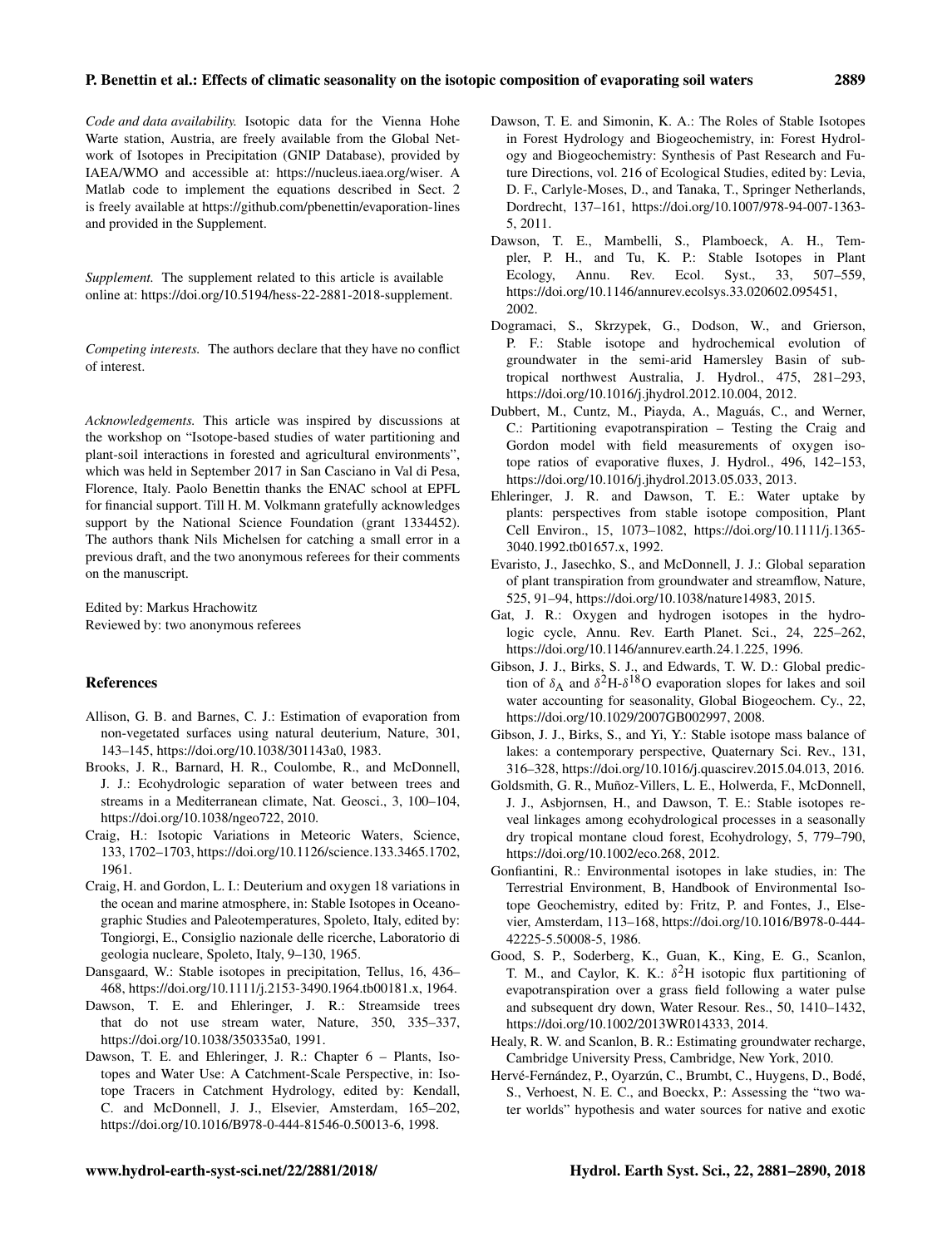*Code and data availability.* Isotopic data for the Vienna Hohe Warte station, Austria, are freely available from the Global Network of Isotopes in Precipitation (GNIP Database), provided by IAEA/WMO and accessible at: https://nucleus.iaea.org/wiser. A Matlab code to implement the equations described in Sect. 2 is freely available at https://github.com/pbenettin/evaporation-lines and provided in the Supplement.

*Supplement.* The supplement related to this article is available online at: https://doi.org/10.5194/hess-22-2881-2018-supplement.

*Competing interests.* The authors declare that they have no conflict of interest.

*Acknowledgements.* This article was inspired by discussions at the workshop on "Isotope-based studies of water partitioning and plant-soil interactions in forested and agricultural environments", which was held in September 2017 in San Casciano in Val di Pesa, Florence, Italy. Paolo Benettin thanks the ENAC school at EPFL for financial support. Till H. M. Volkmann gratefully acknowledges support by the National Science Foundation (grant 1334452). The authors thank Nils Michelsen for catching a small error in a previous draft, and the two anonymous referees for their comments on the manuscript.

Edited by: Markus Hrachowitz
Reviewed by: two anonymous referees

## References

Allison, G. B. and Barnes, C. J.: Estimation of evaporation from non-vegetated surfaces using natural deuterium, Nature, 301, 143–145, https://doi.org/10.1038/301143a0, 1983.

Brooks, J. R., Barnard, H. R., Coulombe, R., and McDonnell, J. J.: Ecohydrologic separation of water between trees and streams in a Mediterranean climate, Nat. Geosci., 3, 100–104, https://doi.org/10.1038/ngeo722, 2010.

Craig, H.: Isotopic Variations in Meteoric Waters, Science, 133, 1702–1703, https://doi.org/10.1126/science.133.3465.1702, 1961.

Craig, H. and Gordon, L. I.: Deuterium and oxygen 18 variations in the ocean and marine atmosphere, in: Stable Isotopes in Oceanographic Studies and Paleotemperatures, Spoleto, Italy, edited by: Tongiorgi, E., Consiglio nazionale delle ricerche, Laboratorio di geologia nucleare, Spoleto, Italy, 9–130, 1965.

Dansgaard, W.: Stable isotopes in precipitation, Tellus, 16, 436–468, https://doi.org/10.1111/j.2153-3490.1964.tb00181.x, 1964.

Dawson, T. E. and Ehleringer, J. R.: Streamside trees that do not use stream water, Nature, 350, 335–337, https://doi.org/10.1038/350335a0, 1991.

Dawson, T. E. and Ehleringer, J. R.: Chapter 6 – Plants, Isotopes and Water Use: A Catchment-Scale Perspective, in: Isotope Tracers in Catchment Hydrology, edited by: Kendall, C. and McDonnell, J. J., Elsevier, Amsterdam, 165–202, https://doi.org/10.1016/B978-0-444-81546-0.50013-6, 1998.

Dawson, T. E. and Simonin, K. A.: The Roles of Stable Isotopes in Forest Hydrology and Biogeochemistry, in: Forest Hydrology and Biogeochemistry: Synthesis of Past Research and Future Directions, vol. 216 of Ecological Studies, edited by: Levia, D. F., Carlyle-Moses, D., and Tanaka, T., Springer Netherlands, Dordrecht, 137–161, https://doi.org/10.1007/978-94-007-1363-5, 2011.

Dawson, T. E., Mambelli, S., Plamboeck, A. H., Templer, P. H., and Tu, K. P.: Stable Isotopes in Plant Ecology, Annu. Rev. Ecol. Syst., 33, 507–559, https://doi.org/10.1146/annurev.ecolsys.33.020602.095451, 2002.

Dogramaci, S., Skrzypek, G., Dodson, W., and Grierson, P. F.: Stable isotope and hydrochemical evolution of groundwater in the semi-arid Hamersley Basin of subtropical northwest Australia, J. Hydrol., 475, 281–293, https://doi.org/10.1016/j.jhydrol.2012.10.004, 2012.

Dubbert, M., Cuntz, M., Piayda, A., Maguás, C., and Werner, C.: Partitioning evapotranspiration – Testing the Craig and Gordon model with field measurements of oxygen isotope ratios of evaporative fluxes, J. Hydrol., 496, 142–153, https://doi.org/10.1016/j.jhydrol.2013.05.033, 2013.

Ehleringer, J. R. and Dawson, T. E.: Water uptake by plants: perspectives from stable isotope composition, Plant Cell Environ., 15, 1073–1082, https://doi.org/10.1111/j.1365-3040.1992.tb01657.x, 1992.

Evaristo, J., Jasechko, S., and McDonnell, J. J.: Global separation of plant transpiration from groundwater and streamflow, Nature, 525, 91–94, https://doi.org/10.1038/nature14983, 2015.

Gat, J. R.: Oxygen and hydrogen isotopes in the hydrologic cycle, Annu. Rev. Earth Planet. Sci., 24, 225–262, https://doi.org/10.1146/annurev.earth.24.1.225, 1996.

Gibson, J. J., Birks, S. J., and Edwards, T. W. D.: Global prediction of $\delta_A$ and $\delta^2$H-$\delta^{18}$O evaporation slopes for lakes and soil water accounting for seasonality, Global Biogeochem. Cy., 22, https://doi.org/10.1029/2007GB002997, 2008.

Gibson, J. J., Birks, S., and Yi, Y.: Stable isotope mass balance of lakes: a contemporary perspective, Quaternary Sci. Rev., 131, 316–328, https://doi.org/10.1016/j.quascirev.2015.04.013, 2016.

Goldsmith, G. R., Muñoz-Villers, L. E., Holwerda, F., McDonnell, J. J., Asbjornsen, H., and Dawson, T. E.: Stable isotopes reveal linkages among ecohydrological processes in a seasonally dry tropical montane cloud forest, Ecohydrology, 5, 779–790, https://doi.org/10.1002/eco.268, 2012.

Gonfiantini, R.: Environmental isotopes in lake studies, in: The Terrestrial Environment, B, Handbook of Environmental Isotope Geochemistry, edited by: Fritz, P. and Fontes, J., Elsevier, Amsterdam, 113–168, https://doi.org/10.1016/B978-0-444-42225-5.50008-5, 1986.

Good, S. P., Soderberg, K., Guan, K., King, E. G., Scanlon, T. M., and Caylor, K. K.: $\delta^2$H isotopic flux partitioning of evapotranspiration over a grass field following a water pulse and subsequent dry down, Water Resour. Res., 50, 1410–1432, https://doi.org/10.1002/2013WR014333, 2014.

Healy, R. W. and Scanlon, B. R.: Estimating groundwater recharge, Cambridge University Press, Cambridge, New York, 2010.

Hervé-Fernández, P., Oyarzún, C., Brumbt, C., Huygens, D., Bodé, S., Verhoest, N. E. C., and Boeckx, P.: Assessing the "two water worlds" hypothesis and water sources for native and exotic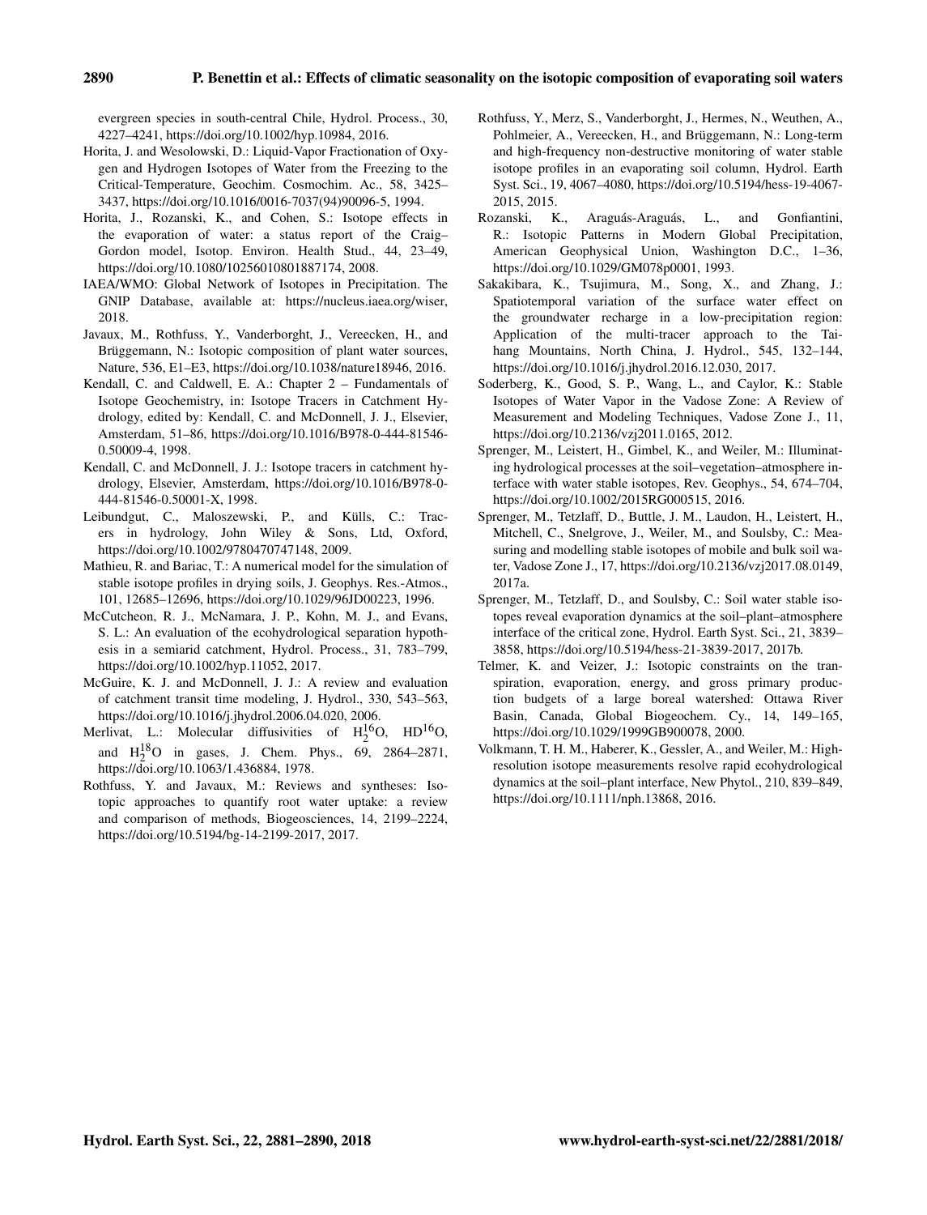evergreen species in south-central Chile, Hydrol. Process., 30, 4227–4241, https://doi.org/10.1002/hyp.10984, 2016.

Horita, J. and Wesolowski, D.: Liquid-Vapor Fractionation of Oxygen and Hydrogen Isotopes of Water from the Freezing to the Critical-Temperature, Geochim. Cosmochim. Ac., 58, 3425–3437, https://doi.org/10.1016/0016-7037(94)90096-5, 1994.

Horita, J., Rozanski, K., and Cohen, S.: Isotope effects in the evaporation of water: a status report of the Craig–Gordon model, Isotop. Environ. Health Stud., 44, 23–49, https://doi.org/10.1080/10256010801887174, 2008.

IAEA/WMO: Global Network of Isotopes in Precipitation. The GNIP Database, available at: https://nucleus.iaea.org/wiser, 2018.

Javaux, M., Rothfuss, Y., Vanderborght, J., Vereecken, H., and Brüggemann, N.: Isotopic composition of plant water sources, Nature, 536, E1–E3, https://doi.org/10.1038/nature18946, 2016.

Kendall, C. and Caldwell, E. A.: Chapter 2 – Fundamentals of Isotope Geochemistry, in: Isotope Tracers in Catchment Hydrology, edited by: Kendall, C. and McDonnell, J. J., Elsevier, Amsterdam, 51–86, https://doi.org/10.1016/B978-0-444-81546-0.50009-4, 1998.

Kendall, C. and McDonnell, J. J.: Isotope tracers in catchment hydrology, Elsevier, Amsterdam, https://doi.org/10.1016/B978-0-444-81546-0.50001-X, 1998.

Leibundgut, C., Maloszewski, P., and Külls, C.: Tracers in hydrology, John Wiley & Sons, Ltd, Oxford, https://doi.org/10.1002/9780470747148, 2009.

Mathieu, R. and Bariac, T.: A numerical model for the simulation of stable isotope profiles in drying soils, J. Geophys. Res.-Atmos., 101, 12685–12696, https://doi.org/10.1029/96JD00223, 1996.

McCutcheon, R. J., McNamara, J. P., Kohn, M. J., and Evans, S. L.: An evaluation of the ecohydrological separation hypothesis in a semiarid catchment, Hydrol. Process., 31, 783–799, https://doi.org/10.1002/hyp.11052, 2017.

McGuire, K. J. and McDonnell, J. J.: A review and evaluation of catchment transit time modeling, J. Hydrol., 330, 543–563, https://doi.org/10.1016/j.jhydrol.2006.04.020, 2006.

Merlivat, L.: Molecular diffusivities of $H_2^{16}O$, $HD^{16}O$, and $H_2^{18}O$ in gases, J. Chem. Phys., 69, 2864–2871, https://doi.org/10.1063/1.436884, 1978.

Rothfuss, Y. and Javaux, M.: Reviews and syntheses: Isotopic approaches to quantify root water uptake: a review and comparison of methods, Biogeosciences, 14, 2199–2224, https://doi.org/10.5194/bg-14-2199-2017, 2017.

Rothfuss, Y., Merz, S., Vanderborght, J., Hermes, N., Weuthen, A., Pohlmeier, A., Vereecken, H., and Brüggemann, N.: Long-term and high-frequency non-destructive monitoring of water stable isotope profiles in an evaporating soil column, Hydrol. Earth Syst. Sci., 19, 4067–4080, https://doi.org/10.5194/hess-19-4067-2015, 2015.

Rozanski, K., Araguás-Araguás, L., and Gonfiantini, R.: Isotopic Patterns in Modern Global Precipitation, American Geophysical Union, Washington D.C., 1–36, https://doi.org/10.1029/GM078p0001, 1993.

Sakakibara, K., Tsujimura, M., Song, X., and Zhang, J.: Spatiotemporal variation of the surface water effect on the groundwater recharge in a low-precipitation region: Application of the multi-tracer approach to the Taihang Mountains, North China, J. Hydrol., 545, 132–144, https://doi.org/10.1016/j.jhydrol.2016.12.030, 2017.

Soderberg, K., Good, S. P., Wang, L., and Caylor, K.: Stable Isotopes of Water Vapor in the Vadose Zone: A Review of Measurement and Modeling Techniques, Vadose Zone J., 11, https://doi.org/10.2136/vzj2011.0165, 2012.

Sprenger, M., Leistert, H., Gimbel, K., and Weiler, M.: Illuminating hydrological processes at the soil–vegetation–atmosphere interface with water stable isotopes, Rev. Geophys., 54, 674–704, https://doi.org/10.1002/2015RG000515, 2016.

Sprenger, M., Tetzlaff, D., Buttle, J. M., Laudon, H., Leistert, H., Mitchell, C., Snelgrove, J., Weiler, M., and Soulsby, C.: Measuring and modelling stable isotopes of mobile and bulk soil water, Vadose Zone J., 17, https://doi.org/10.2136/vzj2017.08.0149, 2017a.

Sprenger, M., Tetzlaff, D., and Soulsby, C.: Soil water stable isotopes reveal evaporation dynamics at the soil–plant–atmosphere interface of the critical zone, Hydrol. Earth Syst. Sci., 21, 3839–3858, https://doi.org/10.5194/hess-21-3839-2017, 2017b.

Telmer, K. and Veizer, J.: Isotopic constraints on the transpiration, evaporation, energy, and gross primary production budgets of a large boreal watershed: Ottawa River Basin, Canada, Global Biogeochem. Cy., 14, 149–165, https://doi.org/10.1029/1999GB900078, 2000.

Volkmann, T. H. M., Haberer, K., Gessler, A., and Weiler, M.: High-resolution isotope measurements resolve rapid ecohydrological dynamics at the soil–plant interface, New Phytol., 210, 839–849, https://doi.org/10.1111/nph.13868, 2016.